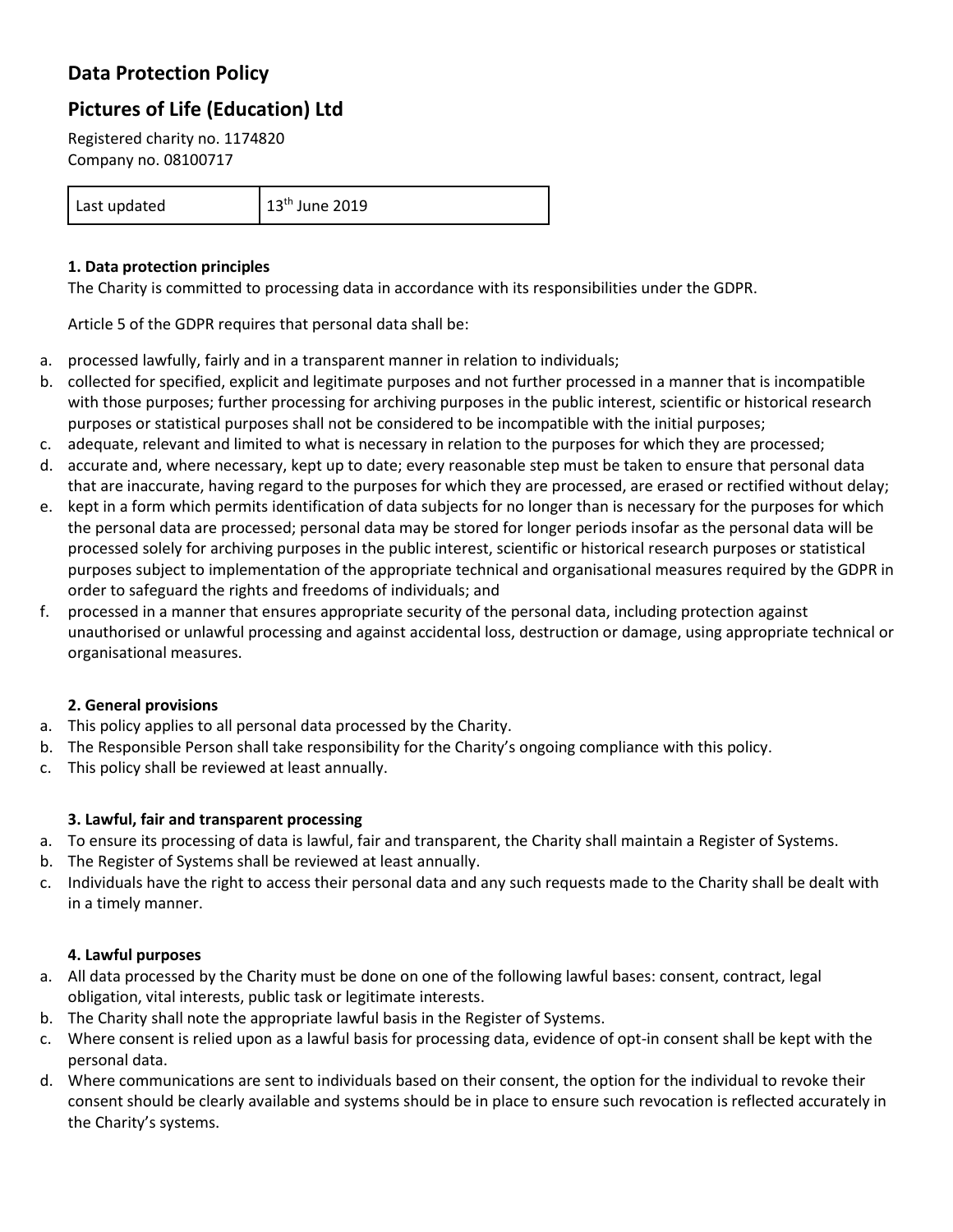# Data Protection Policy

## Pictures of Life (Education) Ltd

Registered charity no. 1174820
Company no. 08100717

| Last updated | 13th June 2019 |
| --- | --- |

### 1. Data protection principles

The Charity is committed to processing data in accordance with its responsibilities under the GDPR.

Article 5 of the GDPR requires that personal data shall be:

a. processed lawfully, fairly and in a transparent manner in relation to individuals;
b. collected for specified, explicit and legitimate purposes and not further processed in a manner that is incompatible with those purposes; further processing for archiving purposes in the public interest, scientific or historical research purposes or statistical purposes shall not be considered to be incompatible with the initial purposes;
c. adequate, relevant and limited to what is necessary in relation to the purposes for which they are processed;
d. accurate and, where necessary, kept up to date; every reasonable step must be taken to ensure that personal data that are inaccurate, having regard to the purposes for which they are processed, are erased or rectified without delay;
e. kept in a form which permits identification of data subjects for no longer than is necessary for the purposes for which the personal data are processed; personal data may be stored for longer periods insofar as the personal data will be processed solely for archiving purposes in the public interest, scientific or historical research purposes or statistical purposes subject to implementation of the appropriate technical and organisational measures required by the GDPR in order to safeguard the rights and freedoms of individuals; and
f. processed in a manner that ensures appropriate security of the personal data, including protection against unauthorised or unlawful processing and against accidental loss, destruction or damage, using appropriate technical or organisational measures.

### 2. General provisions

a. This policy applies to all personal data processed by the Charity.
b. The Responsible Person shall take responsibility for the Charity's ongoing compliance with this policy.
c. This policy shall be reviewed at least annually.

### 3. Lawful, fair and transparent processing

a. To ensure its processing of data is lawful, fair and transparent, the Charity shall maintain a Register of Systems.
b. The Register of Systems shall be reviewed at least annually.
c. Individuals have the right to access their personal data and any such requests made to the Charity shall be dealt with in a timely manner.

### 4. Lawful purposes

a. All data processed by the Charity must be done on one of the following lawful bases: consent, contract, legal obligation, vital interests, public task or legitimate interests.
b. The Charity shall note the appropriate lawful basis in the Register of Systems.
c. Where consent is relied upon as a lawful basis for processing data, evidence of opt-in consent shall be kept with the personal data.
d. Where communications are sent to individuals based on their consent, the option for the individual to revoke their consent should be clearly available and systems should be in place to ensure such revocation is reflected accurately in the Charity's systems.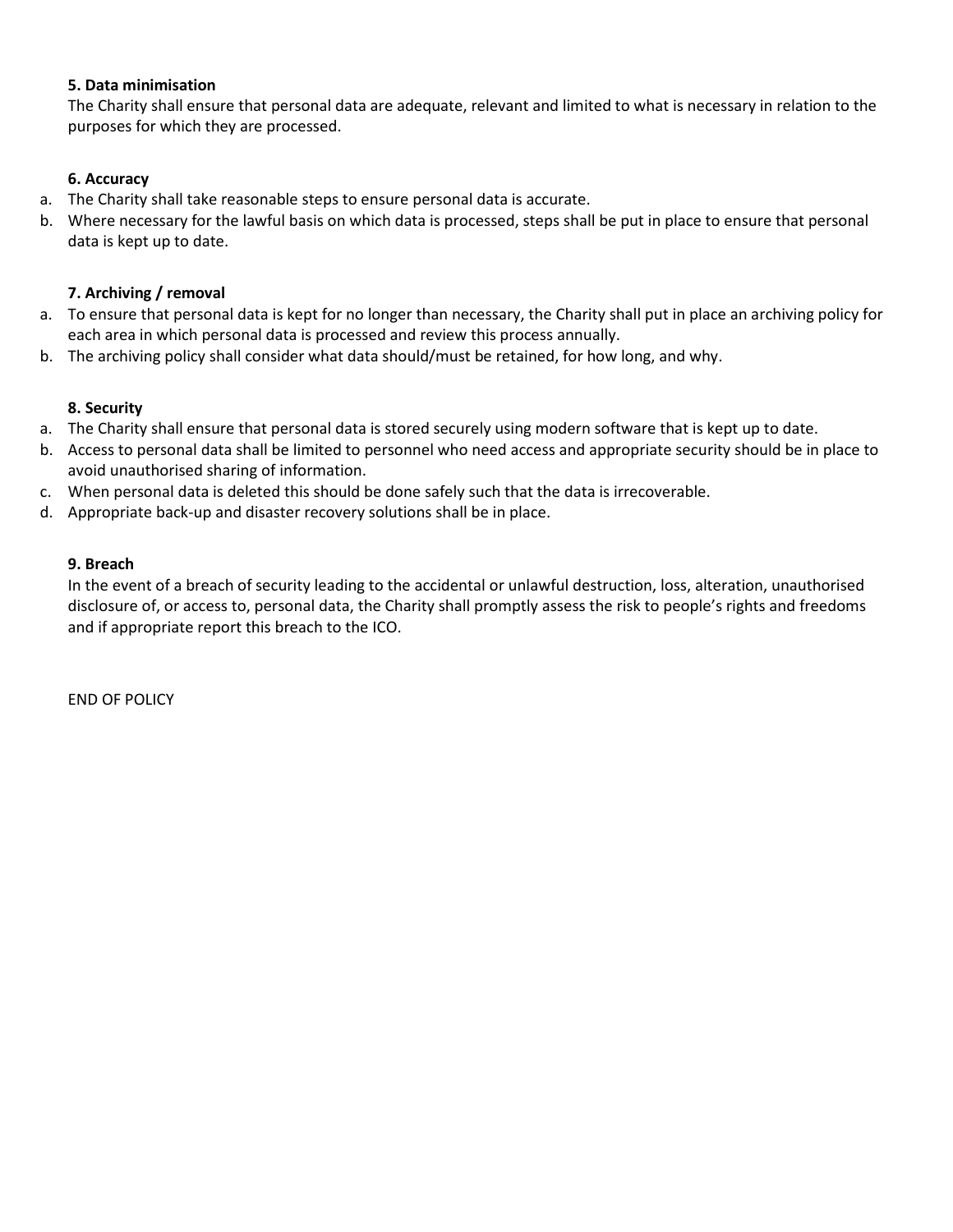**5. Data minimisation**

The Charity shall ensure that personal data are adequate, relevant and limited to what is necessary in relation to the purposes for which they are processed.

**6. Accuracy**

a. The Charity shall take reasonable steps to ensure personal data is accurate.
b. Where necessary for the lawful basis on which data is processed, steps shall be put in place to ensure that personal data is kept up to date.

**7. Archiving / removal**

a. To ensure that personal data is kept for no longer than necessary, the Charity shall put in place an archiving policy for each area in which personal data is processed and review this process annually.
b. The archiving policy shall consider what data should/must be retained, for how long, and why.

**8. Security**

a. The Charity shall ensure that personal data is stored securely using modern software that is kept up to date.
b. Access to personal data shall be limited to personnel who need access and appropriate security should be in place to avoid unauthorised sharing of information.
c. When personal data is deleted this should be done safely such that the data is irrecoverable.
d. Appropriate back-up and disaster recovery solutions shall be in place.

**9. Breach**

In the event of a breach of security leading to the accidental or unlawful destruction, loss, alteration, unauthorised disclosure of, or access to, personal data, the Charity shall promptly assess the risk to people's rights and freedoms and if appropriate report this breach to the ICO.

END OF POLICY